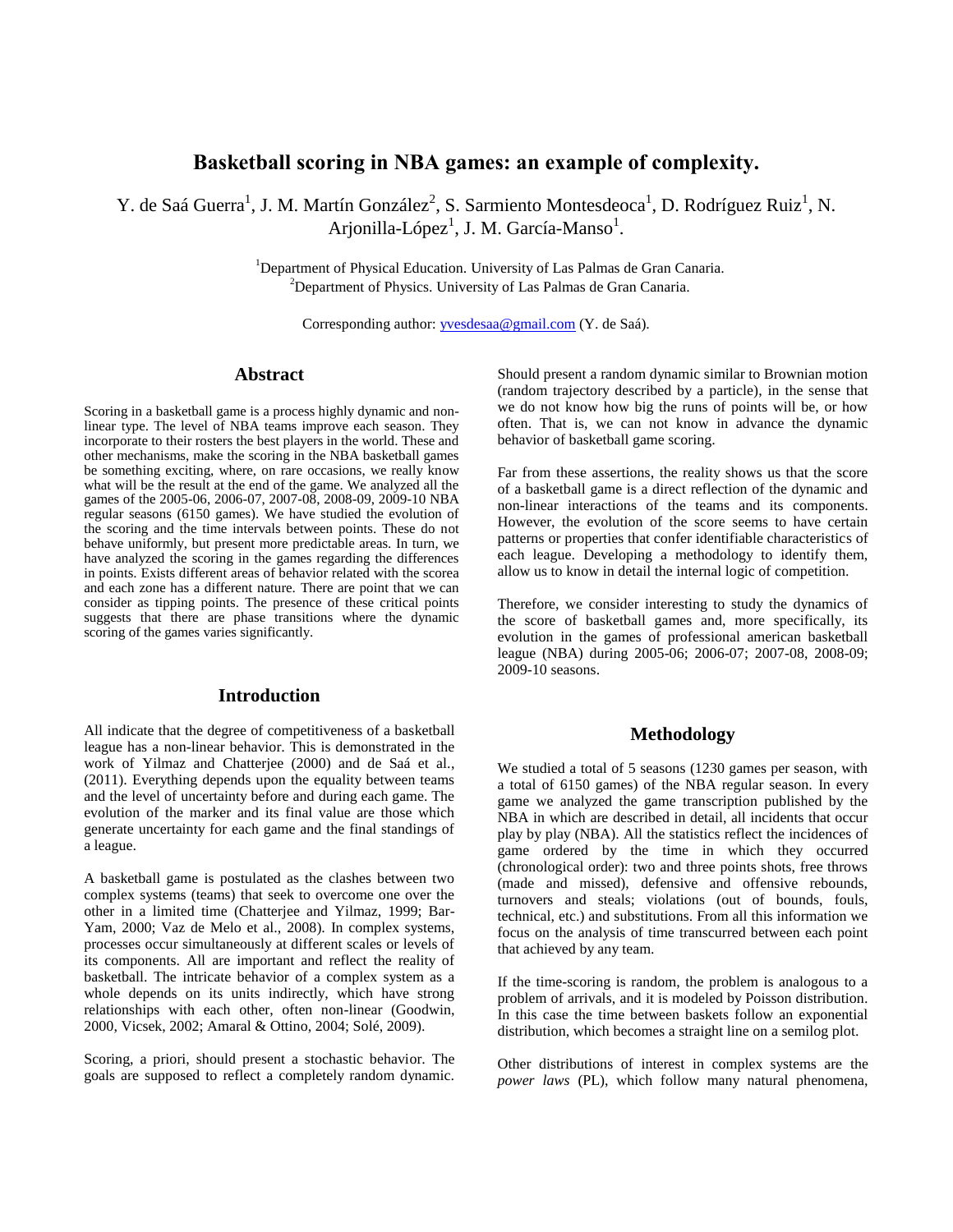# Basketball scoring in NBA games: an example of complexity.

Y. de Saá Guerra[1], J. M. Martín González[2], S. Sarmiento Montesdeoca[1], D. Rodríguez Ruiz[1], N. Arjonilla-López[1], J. M. García-Manso[1].

[1]Department of Physical Education. University of Las Palmas de Gran Canaria.
[2]Department of Physics. University of Las Palmas de Gran Canaria.

Corresponding author: yvesdesaa@gmail.com (Y. de Saá).

## Abstract

Scoring in a basketball game is a process highly dynamic and non-linear type. The level of NBA teams improve each season. They incorporate to their rosters the best players in the world. These and other mechanisms, make the scoring in the NBA basketball games be something exciting, where, on rare occasions, we really know what will be the result at the end of the game. We analyzed all the games of the 2005-06, 2006-07, 2007-08, 2008-09, 2009-10 NBA regular seasons (6150 games). We have studied the evolution of the scoring and the time intervals between points. These do not behave uniformly, but present more predictable areas. In turn, we have analyzed the scoring in the games regarding the differences in points. Exists different areas of behavior related with the scorea and each zone has a different nature. There are point that we can consider as tipping points. The presence of these critical points suggests that there are phase transitions where the dynamic scoring of the games varies significantly.

## Introduction

All indicate that the degree of competitiveness of a basketball league has a non-linear behavior. This is demonstrated in the work of Yilmaz and Chatterjee (2000) and de Saá et al., (2011). Everything depends upon the equality between teams and the level of uncertainty before and during each game. The evolution of the marker and its final value are those which generate uncertainty for each game and the final standings of a league.

A basketball game is postulated as the clashes between two complex systems (teams) that seek to overcome one over the other in a limited time (Chatterjee and Yilmaz, 1999; Bar-Yam, 2000; Vaz de Melo et al., 2008). In complex systems, processes occur simultaneously at different scales or levels of its components. All are important and reflect the reality of basketball. The intricate behavior of a complex system as a whole depends on its units indirectly, which have strong relationships with each other, often non-linear (Goodwin, 2000, Vicsek, 2002; Amaral & Ottino, 2004; Solé, 2009).

Scoring, a priori, should present a stochastic behavior. The goals are supposed to reflect a completely random dynamic. Should present a random dynamic similar to Brownian motion (random trajectory described by a particle), in the sense that we do not know how big the runs of points will be, or how often. That is, we can not know in advance the dynamic behavior of basketball game scoring.

Far from these assertions, the reality shows us that the score of a basketball game is a direct reflection of the dynamic and non-linear interactions of the teams and its components. However, the evolution of the score seems to have certain patterns or properties that confer identifiable characteristics of each league. Developing a methodology to identify them, allow us to know in detail the internal logic of competition.

Therefore, we consider interesting to study the dynamics of the score of basketball games and, more specifically, its evolution in the games of professional american basketball league (NBA) during 2005-06; 2006-07; 2007-08, 2008-09; 2009-10 seasons.

## Methodology

We studied a total of 5 seasons (1230 games per season, with a total of 6150 games) of the NBA regular season. In every game we analyzed the game transcription published by the NBA in which are described in detail, all incidents that occur play by play (NBA). All the statistics reflect the incidences of game ordered by the time in which they occurred (chronological order): two and three points shots, free throws (made and missed), defensive and offensive rebounds, turnovers and steals; violations (out of bounds, fouls, technical, etc.) and substitutions. From all this information we focus on the analysis of time transcurred between each point that achieved by any team.

If the time-scoring is random, the problem is analogous to a problem of arrivals, and it is modeled by Poisson distribution. In this case the time between baskets follow an exponential distribution, which becomes a straight line on a semilog plot.

Other distributions of interest in complex systems are the *power laws* (PL), which follow many natural phenomena,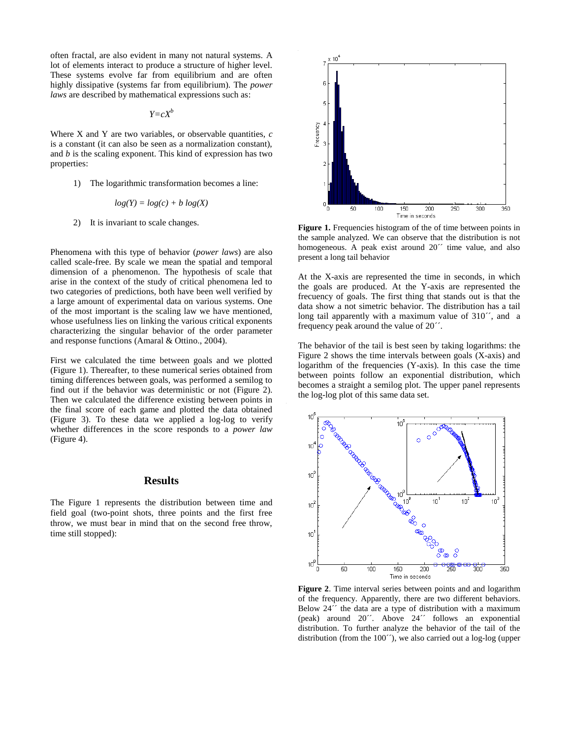often fractal, are also evident in many not natural systems. A lot of elements interact to produce a structure of higher level. These systems evolve far from equilibrium and are often highly dissipative (systems far from equilibrium). The *power laws* are described by mathematical expressions such as:

$$Y=cX^{b}$$

Where X and Y are two variables, or observable quantities, *c* is a constant (it can also be seen as a normalization constant), and *b* is the scaling exponent. This kind of expression has two properties:

1) The logarithmic transformation becomes a line:

$$log(Y) = log(c) + b\ log(X)$$

2) It is invariant to scale changes.

Phenomena with this type of behavior (*power laws*) are also called scale-free. By scale we mean the spatial and temporal dimension of a phenomenon. The hypothesis of scale that arise in the context of the study of critical phenomena led to two categories of predictions, both have been well verified by a large amount of experimental data on various systems. One of the most important is the scaling law we have mentioned, whose usefulness lies on linking the various critical exponents characterizing the singular behavior of the order parameter and response functions (Amaral & Ottino., 2004).

First we calculated the time between goals and we plotted (Figure 1). Thereafter, to these numerical series obtained from timing differences between goals, was performed a semilog to find out if the behavior was deterministic or not (Figure 2). Then we calculated the difference existing between points in the final score of each game and plotted the data obtained (Figure 3). To these data we applied a log-log to verify whether differences in the score responds to a *power law* (Figure 4).

## Results

The Figure 1 represents the distribution between time and field goal (two-point shots, three points and the first free throw, we must bear in mind that on the second free throw, time still stopped):

**Figure 1.** Frequencies histogram of the of time between points in the sample analyzed. We can observe that the distribution is not homogeneous. A peak exist around 20´´ time value, and also present a long tail behavior

At the X-axis are represented the time in seconds, in which the goals are produced. At the Y-axis are represented the frecuency of goals. The first thing that stands out is that the data show a not simetric behavior. The distribution has a tail long tail apparently with a maximum value of 310´´, and a frequency peak around the value of 20´´.

The behavior of the tail is best seen by taking logarithms: the Figure 2 shows the time intervals between goals (X-axis) and logarithm of the frequencies (Y-axis). In this case the time between points follow an exponential distribution, which becomes a straight a semilog plot. The upper panel represents the log-log plot of this same data set.

**Figure 2**. Time interval series between points and and logarithm of the frequency. Apparently, there are two different behaviors. Below 24´´ the data are a type of distribution with a maximum (peak) around 20´´. Above 24´´ follows an exponential distribution. To further analyze the behavior of the tail of the distribution (from the 100´´), we also carried out a log-log (upper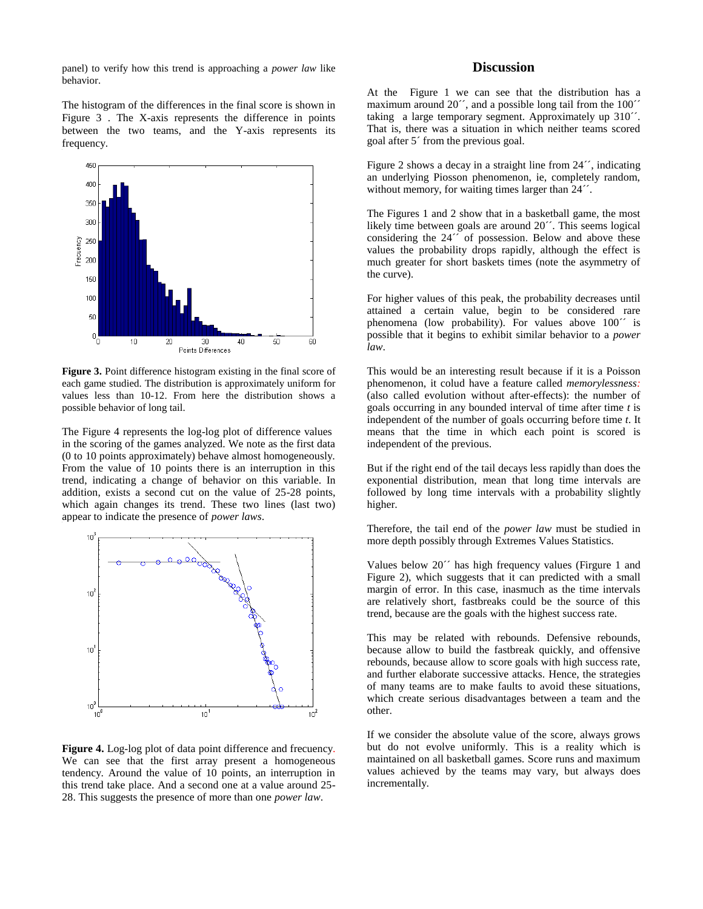panel) to verify how this trend is approaching a *power law* like behavior.

The histogram of the differences in the final score is shown in Figure 3 . The X-axis represents the difference in points between the two teams, and the Y-axis represents its frequency.

**Figure 3.** Point difference histogram existing in the final score of each game studied. The distribution is approximately uniform for values less than 10-12. From here the distribution shows a possible behavior of long tail.

The Figure 4 represents the log-log plot of difference values in the scoring of the games analyzed. We note as the first data (0 to 10 points approximately) behave almost homogeneously. From the value of 10 points there is an interruption in this trend, indicating a change of behavior on this variable. In addition, exists a second cut on the value of 25-28 points, which again changes its trend. These two lines (last two) appear to indicate the presence of *power laws*.

**Figure 4.** Log-log plot of data point difference and frecuency. We can see that the first array present a homogeneous tendency. Around the value of 10 points, an interruption in this trend take place. And a second one at a value around 25-28. This suggests the presence of more than one *power law*.

## Discussion

At the Figure 1 we can see that the distribution has a maximum around 20´´, and a possible long tail from the 100´´ taking a large temporary segment. Approximately up 310´´. That is, there was a situation in which neither teams scored goal after 5´ from the previous goal.

Figure 2 shows a decay in a straight line from 24´´, indicating an underlying Piosson phenomenon, ie, completely random, without memory, for waiting times larger than 24´´.

The Figures 1 and 2 show that in a basketball game, the most likely time between goals are around 20´´. This seems logical considering the 24´´ of possession. Below and above these values the probability drops rapidly, although the effect is much greater for short baskets times (note the asymmetry of the curve).

For higher values of this peak, the probability decreases until attained a certain value, begin to be considered rare phenomena (low probability). For values above 100´´ is possible that it begins to exhibit similar behavior to a *power law*.

This would be an interesting result because if it is a Poisson phenomenon, it colud have a feature called *memorylessness:* (also called evolution without after-effects): the number of goals occurring in any bounded interval of time after time *t* is independent of the number of goals occurring before time *t*. It means that the time in which each point is scored is independent of the previous.

But if the right end of the tail decays less rapidly than does the exponential distribution, mean that long time intervals are followed by long time intervals with a probability slightly higher.

Therefore, the tail end of the *power law* must be studied in more depth possibly through Extremes Values Statistics.

Values below 20´´ has high frequency values (Firgure 1 and Figure 2), which suggests that it can predicted with a small margin of error. In this case, inasmuch as the time intervals are relatively short, fastbreaks could be the source of this trend, because are the goals with the highest success rate.

This may be related with rebounds. Defensive rebounds, because allow to build the fastbreak quickly, and offensive rebounds, because allow to score goals with high success rate, and further elaborate successive attacks. Hence, the strategies of many teams are to make faults to avoid these situations, which create serious disadvantages between a team and the other.

If we consider the absolute value of the score, always grows but do not evolve uniformly. This is a reality which is maintained on all basketball games. Score runs and maximum values achieved by the teams may vary, but always does incrementally.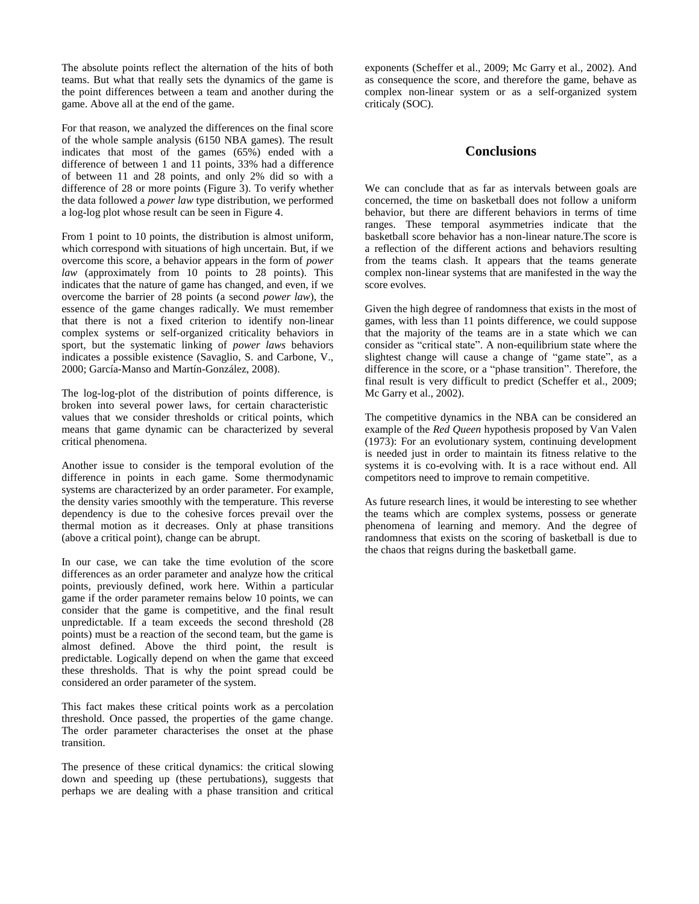The absolute points reflect the alternation of the hits of both teams. But what that really sets the dynamics of the game is the point differences between a team and another during the game. Above all at the end of the game.

For that reason, we analyzed the differences on the final score of the whole sample analysis (6150 NBA games). The result indicates that most of the games (65%) ended with a difference of between 1 and 11 points, 33% had a difference of between 11 and 28 points, and only 2% did so with a difference of 28 or more points (Figure 3). To verify whether the data followed a *power law* type distribution, we performed a log-log plot whose result can be seen in Figure 4.

From 1 point to 10 points, the distribution is almost uniform, which correspond with situations of high uncertain. But, if we overcome this score, a behavior appears in the form of *power law* (approximately from 10 points to 28 points). This indicates that the nature of game has changed, and even, if we overcome the barrier of 28 points (a second *power law*), the essence of the game changes radically. We must remember that there is not a fixed criterion to identify non-linear complex systems or self-organized criticality behaviors in sport, but the systematic linking of *power laws* behaviors indicates a possible existence (Savaglio, S. and Carbone, V., 2000; García-Manso and Martín-González, 2008).

The log-log-plot of the distribution of points difference, is broken into several power laws, for certain characteristic values that we consider thresholds or critical points, which means that game dynamic can be characterized by several critical phenomena.

Another issue to consider is the temporal evolution of the difference in points in each game. Some thermodynamic systems are characterized by an order parameter. For example, the density varies smoothly with the temperature. This reverse dependency is due to the cohesive forces prevail over the thermal motion as it decreases. Only at phase transitions (above a critical point), change can be abrupt.

In our case, we can take the time evolution of the score differences as an order parameter and analyze how the critical points, previously defined, work here. Within a particular game if the order parameter remains below 10 points, we can consider that the game is competitive, and the final result unpredictable. If a team exceeds the second threshold (28 points) must be a reaction of the second team, but the game is almost defined. Above the third point, the result is predictable. Logically depend on when the game that exceed these thresholds. That is why the point spread could be considered an order parameter of the system.

This fact makes these critical points work as a percolation threshold. Once passed, the properties of the game change. The order parameter characterises the onset at the phase transition.

The presence of these critical dynamics: the critical slowing down and speeding up (these pertubations), suggests that perhaps we are dealing with a phase transition and critical exponents (Scheffer et al., 2009; Mc Garry et al., 2002). And as consequence the score, and therefore the game, behave as complex non-linear system or as a self-organized system criticaly (SOC).

## Conclusions

We can conclude that as far as intervals between goals are concerned, the time on basketball does not follow a uniform behavior, but there are different behaviors in terms of time ranges. These temporal asymmetries indicate that the basketball score behavior has a non-linear nature.The score is a reflection of the different actions and behaviors resulting from the teams clash. It appears that the teams generate complex non-linear systems that are manifested in the way the score evolves.

Given the high degree of randomness that exists in the most of games, with less than 11 points difference, we could suppose that the majority of the teams are in a state which we can consider as "critical state". A non-equilibrium state where the slightest change will cause a change of "game state", as a difference in the score, or a "phase transition". Therefore, the final result is very difficult to predict (Scheffer et al., 2009; Mc Garry et al., 2002).

The competitive dynamics in the NBA can be considered an example of the *Red Queen* hypothesis proposed by Van Valen (1973): For an evolutionary system, continuing development is needed just in order to maintain its fitness relative to the systems it is co-evolving with. It is a race without end. All competitors need to improve to remain competitive.

As future research lines, it would be interesting to see whether the teams which are complex systems, possess or generate phenomena of learning and memory. And the degree of randomness that exists on the scoring of basketball is due to the chaos that reigns during the basketball game.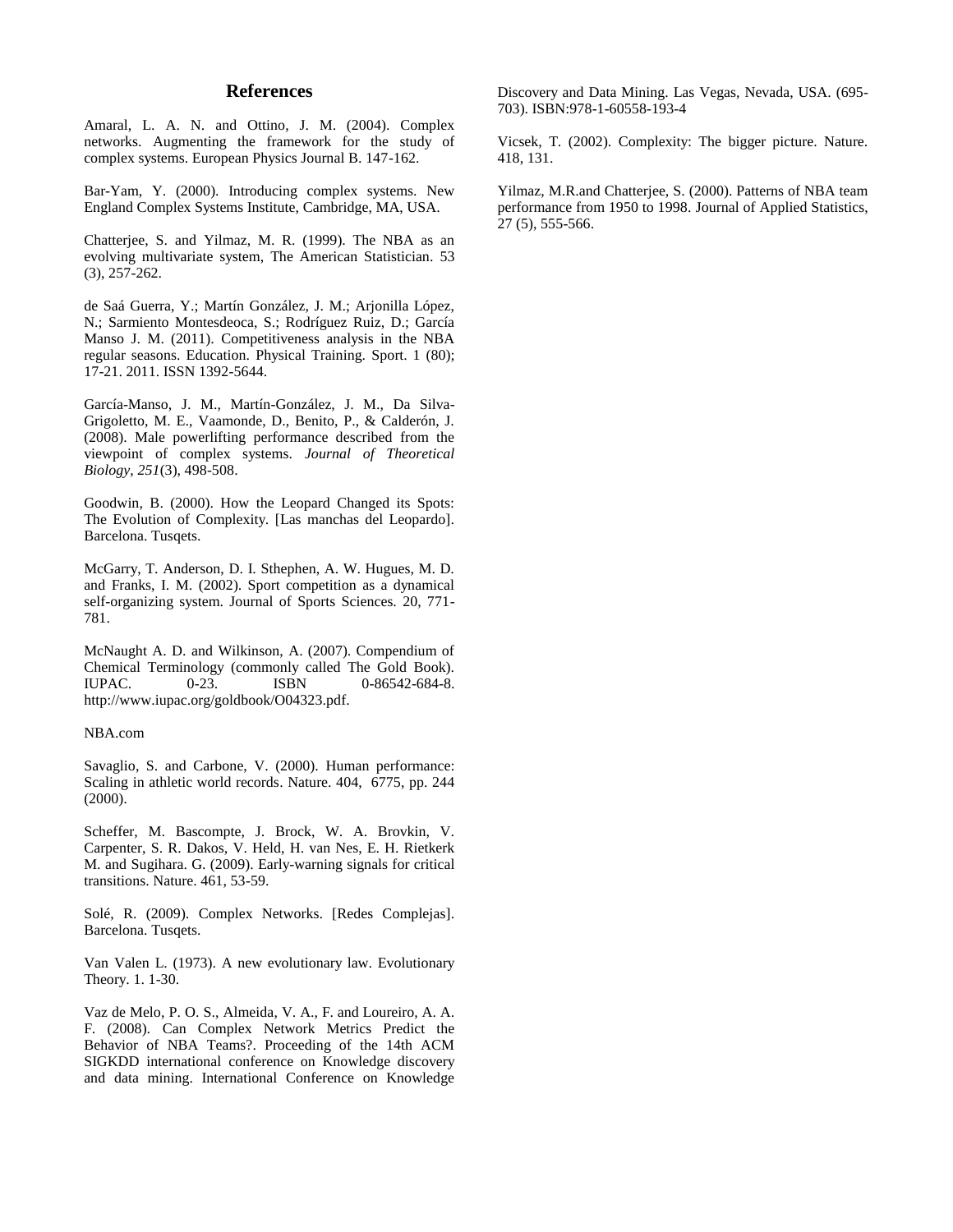## References

Amaral, L. A. N. and Ottino, J. M. (2004). Complex networks. Augmenting the framework for the study of complex systems. European Physics Journal B. 147-162.

Bar-Yam, Y. (2000). Introducing complex systems. New England Complex Systems Institute, Cambridge, MA, USA.

Chatterjee, S. and Yilmaz, M. R. (1999). The NBA as an evolving multivariate system, The American Statistician. 53 (3), 257-262.

de Saá Guerra, Y.; Martín González, J. M.; Arjonilla López, N.; Sarmiento Montesdeoca, S.; Rodríguez Ruiz, D.; García Manso J. M. (2011). Competitiveness analysis in the NBA regular seasons. Education. Physical Training. Sport. 1 (80); 17-21. 2011. ISSN 1392-5644.

García-Manso, J. M., Martín-González, J. M., Da Silva-Grigoletto, M. E., Vaamonde, D., Benito, P., & Calderón, J. (2008). Male powerlifting performance described from the viewpoint of complex systems. *Journal of Theoretical Biology*, *251*(3), 498-508.

Goodwin, B. (2000). How the Leopard Changed its Spots: The Evolution of Complexity. [Las manchas del Leopardo]. Barcelona. Tusqets.

McGarry, T. Anderson, D. I. Sthephen, A. W. Hugues, M. D. and Franks, I. M. (2002). Sport competition as a dynamical self-organizing system. Journal of Sports Sciences. 20, 771-781.

McNaught A. D. and Wilkinson, A. (2007). Compendium of Chemical Terminology (commonly called The Gold Book). IUPAC. 0-23. ISBN 0-86542-684-8. http://www.iupac.org/goldbook/O04323.pdf.

NBA.com

Savaglio, S. and Carbone, V. (2000). Human performance: Scaling in athletic world records. Nature. 404, 6775, pp. 244 (2000).

Scheffer, M. Bascompte, J. Brock, W. A. Brovkin, V. Carpenter, S. R. Dakos, V. Held, H. van Nes, E. H. Rietkerk M. and Sugihara. G. (2009). Early-warning signals for critical transitions. Nature. 461, 53-59.

Solé, R. (2009). Complex Networks. [Redes Complejas]. Barcelona. Tusqets.

Van Valen L. (1973). A new evolutionary law. Evolutionary Theory. 1. 1-30.

Vaz de Melo, P. O. S., Almeida, V. A., F. and Loureiro, A. A. F. (2008). Can Complex Network Metrics Predict the Behavior of NBA Teams?. Proceeding of the 14th ACM SIGKDD international conference on Knowledge discovery and data mining. International Conference on Knowledge Discovery and Data Mining. Las Vegas, Nevada, USA. (695-703). ISBN:978-1-60558-193-4

Vicsek, T. (2002). Complexity: The bigger picture. Nature. 418, 131.

Yilmaz, M.R.and Chatterjee, S. (2000). Patterns of NBA team performance from 1950 to 1998. Journal of Applied Statistics, 27 (5), 555-566.